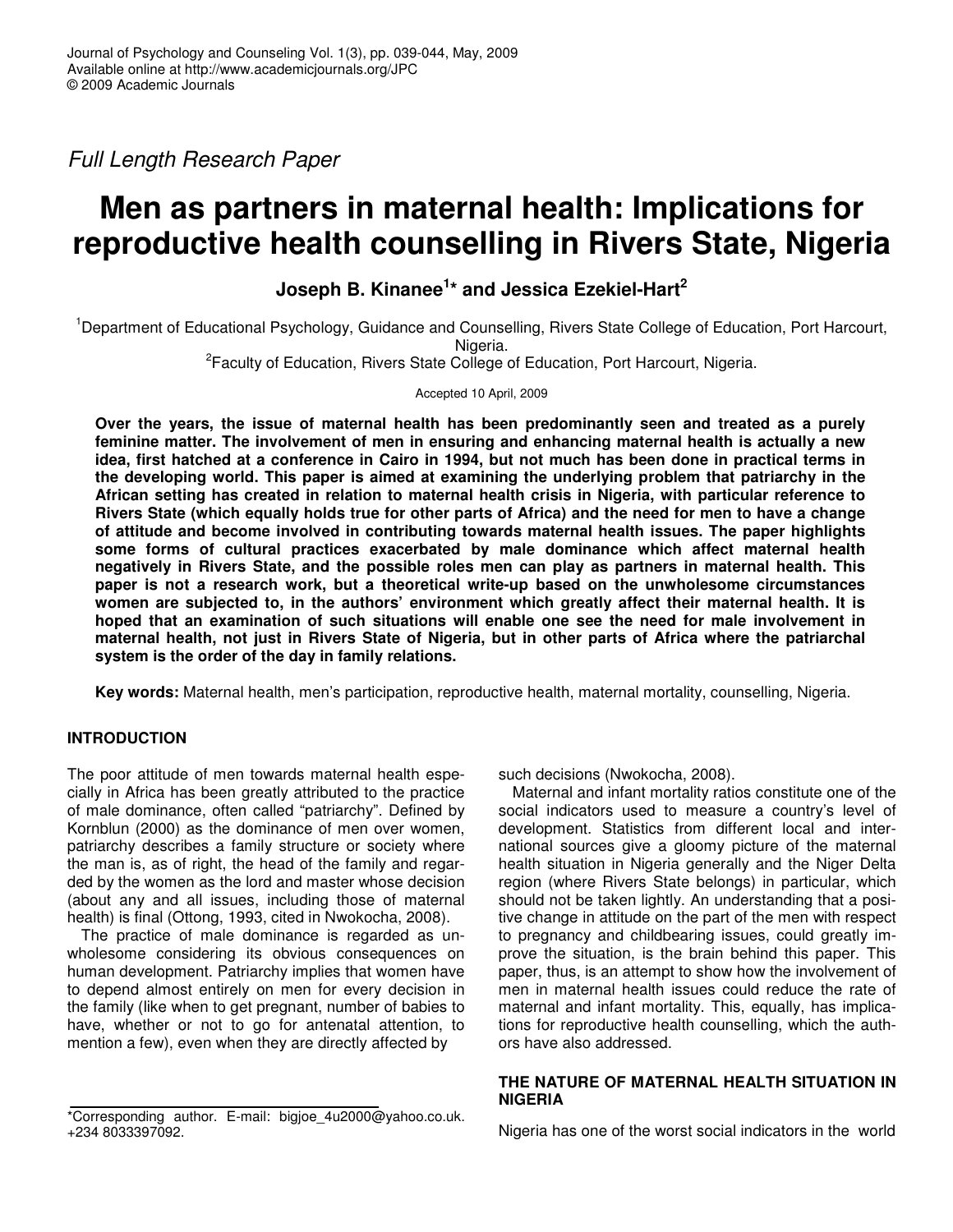*Full Length Research Paper*

# Men as partners in maternal health: Implications for reproductive health counselling in Rivers State, Nigeria

**Joseph B. Kinanee[1]* and Jessica Ezekiel-Hart[2]**

[1]Department of Educational Psychology, Guidance and Counselling, Rivers State College of Education, Port Harcourt, Nigeria.
[2]Faculty of Education, Rivers State College of Education, Port Harcourt, Nigeria.

Accepted 10 April, 2009

**Over the years, the issue of maternal health has been predominantly seen and treated as a purely feminine matter. The involvement of men in ensuring and enhancing maternal health is actually a new idea, first hatched at a conference in Cairo in 1994, but not much has been done in practical terms in the developing world. This paper is aimed at examining the underlying problem that patriarchy in the African setting has created in relation to maternal health crisis in Nigeria, with particular reference to Rivers State (which equally holds true for other parts of Africa) and the need for men to have a change of attitude and become involved in contributing towards maternal health issues. The paper highlights some forms of cultural practices exacerbated by male dominance which affect maternal health negatively in Rivers State, and the possible roles men can play as partners in maternal health. This paper is not a research work, but a theoretical write-up based on the unwholesome circumstances women are subjected to, in the authors' environment which greatly affect their maternal health. It is hoped that an examination of such situations will enable one see the need for male involvement in maternal health, not just in Rivers State of Nigeria, but in other parts of Africa where the patriarchal system is the order of the day in family relations.**

**Key words:** Maternal health, men's participation, reproductive health, maternal mortality, counselling, Nigeria.

## INTRODUCTION

The poor attitude of men towards maternal health especially in Africa has been greatly attributed to the practice of male dominance, often called "patriarchy". Defined by Kornblun (2000) as the dominance of men over women, patriarchy describes a family structure or society where the man is, as of right, the head of the family and regarded by the women as the lord and master whose decision (about any and all issues, including those of maternal health) is final (Ottong, 1993, cited in Nwokocha, 2008).

The practice of male dominance is regarded as unwholesome considering its obvious consequences on human development. Patriarchy implies that women have to depend almost entirely on men for every decision in the family (like when to get pregnant, number of babies to have, whether or not to go for antenatal attention, to mention a few), even when they are directly affected by such decisions (Nwokocha, 2008).

Maternal and infant mortality ratios constitute one of the social indicators used to measure a country's level of development. Statistics from different local and international sources give a gloomy picture of the maternal health situation in Nigeria generally and the Niger Delta region (where Rivers State belongs) in particular, which should not be taken lightly. An understanding that a positive change in attitude on the part of the men with respect to pregnancy and childbearing issues, could greatly improve the situation, is the brain behind this paper. This paper, thus, is an attempt to show how the involvement of men in maternal health issues could reduce the rate of maternal and infant mortality. This, equally, has implications for reproductive health counselling, which the authors have also addressed.

## THE NATURE OF MATERNAL HEALTH SITUATION IN NIGERIA

Nigeria has one of the worst social indicators in the world

*Corresponding author. E-mail: bigjoe_4u2000@yahoo.co.uk. +234 8033397092.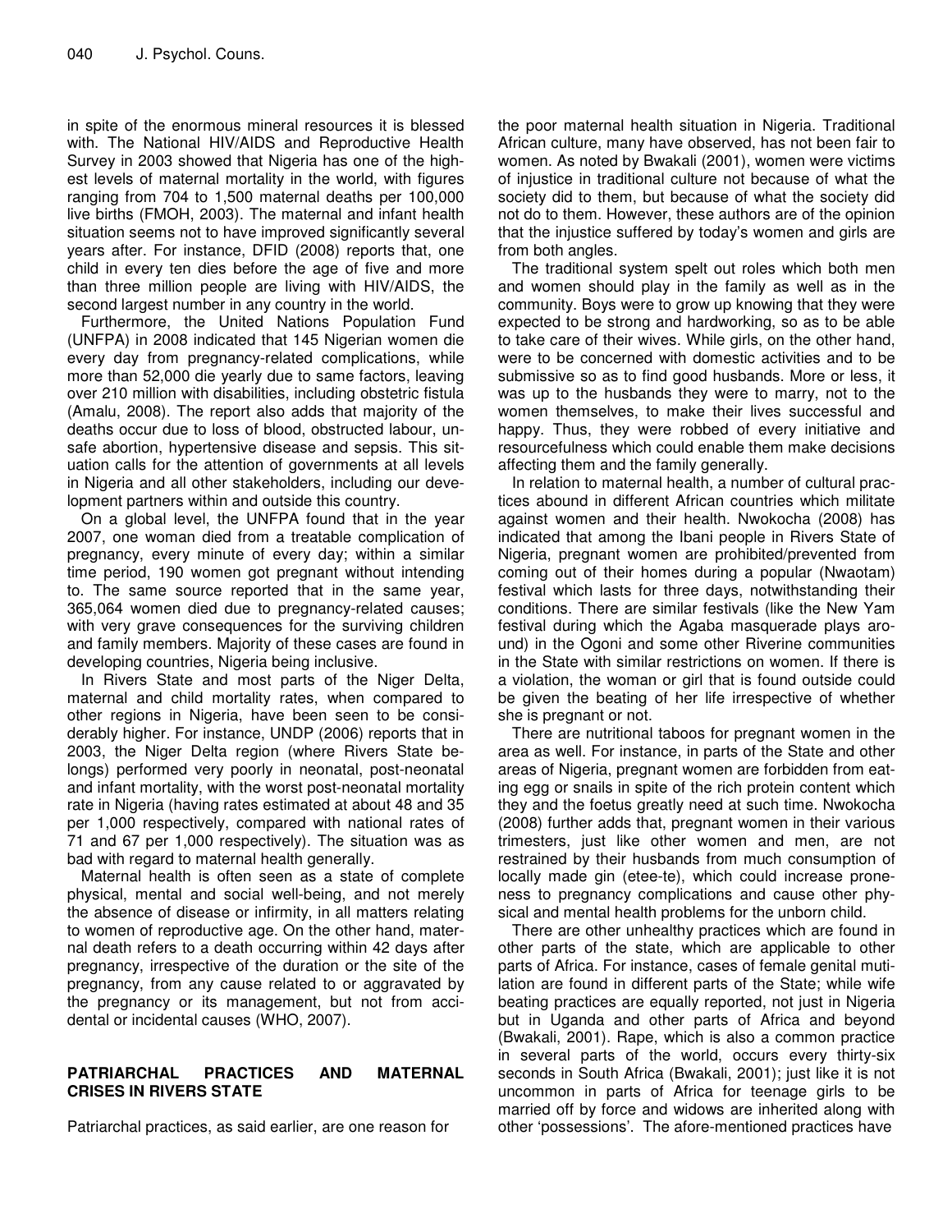in spite of the enormous mineral resources it is blessed with. The National HIV/AIDS and Reproductive Health Survey in 2003 showed that Nigeria has one of the highest levels of maternal mortality in the world, with figures ranging from 704 to 1,500 maternal deaths per 100,000 live births (FMOH, 2003). The maternal and infant health situation seems not to have improved significantly several years after. For instance, DFID (2008) reports that, one child in every ten dies before the age of five and more than three million people are living with HIV/AIDS, the second largest number in any country in the world.

Furthermore, the United Nations Population Fund (UNFPA) in 2008 indicated that 145 Nigerian women die every day from pregnancy-related complications, while more than 52,000 die yearly due to same factors, leaving over 210 million with disabilities, including obstetric fistula (Amalu, 2008). The report also adds that majority of the deaths occur due to loss of blood, obstructed labour, unsafe abortion, hypertensive disease and sepsis. This situation calls for the attention of governments at all levels in Nigeria and all other stakeholders, including our development partners within and outside this country.

On a global level, the UNFPA found that in the year 2007, one woman died from a treatable complication of pregnancy, every minute of every day; within a similar time period, 190 women got pregnant without intending to. The same source reported that in the same year, 365,064 women died due to pregnancy-related causes; with very grave consequences for the surviving children and family members. Majority of these cases are found in developing countries, Nigeria being inclusive.

In Rivers State and most parts of the Niger Delta, maternal and child mortality rates, when compared to other regions in Nigeria, have been seen to be considerably higher. For instance, UNDP (2006) reports that in 2003, the Niger Delta region (where Rivers State belongs) performed very poorly in neonatal, post-neonatal and infant mortality, with the worst post-neonatal mortality rate in Nigeria (having rates estimated at about 48 and 35 per 1,000 respectively, compared with national rates of 71 and 67 per 1,000 respectively). The situation was as bad with regard to maternal health generally.

Maternal health is often seen as a state of complete physical, mental and social well-being, and not merely the absence of disease or infirmity, in all matters relating to women of reproductive age. On the other hand, maternal death refers to a death occurring within 42 days after pregnancy, irrespective of the duration or the site of the pregnancy, from any cause related to or aggravated by the pregnancy or its management, but not from accidental or incidental causes (WHO, 2007).

## PATRIARCHAL PRACTICES AND MATERNAL CRISES IN RIVERS STATE

Patriarchal practices, as said earlier, are one reason for the poor maternal health situation in Nigeria. Traditional African culture, many have observed, has not been fair to women. As noted by Bwakali (2001), women were victims of injustice in traditional culture not because of what the society did to them, but because of what the society did not do to them. However, these authors are of the opinion that the injustice suffered by today's women and girls are from both angles.

The traditional system spelt out roles which both men and women should play in the family as well as in the community. Boys were to grow up knowing that they were expected to be strong and hardworking, so as to be able to take care of their wives. While girls, on the other hand, were to be concerned with domestic activities and to be submissive so as to find good husbands. More or less, it was up to the husbands they were to marry, not to the women themselves, to make their lives successful and happy. Thus, they were robbed of every initiative and resourcefulness which could enable them make decisions affecting them and the family generally.

In relation to maternal health, a number of cultural practices abound in different African countries which militate against women and their health. Nwokocha (2008) has indicated that among the Ibani people in Rivers State of Nigeria, pregnant women are prohibited/prevented from coming out of their homes during a popular (Nwaotam) festival which lasts for three days, notwithstanding their conditions. There are similar festivals (like the New Yam festival during which the Agaba masquerade plays around) in the Ogoni and some other Riverine communities in the State with similar restrictions on women. If there is a violation, the woman or girl that is found outside could be given the beating of her life irrespective of whether she is pregnant or not.

There are nutritional taboos for pregnant women in the area as well. For instance, in parts of the State and other areas of Nigeria, pregnant women are forbidden from eating egg or snails in spite of the rich protein content which they and the foetus greatly need at such time. Nwokocha (2008) further adds that, pregnant women in their various trimesters, just like other women and men, are not restrained by their husbands from much consumption of locally made gin (etee-te), which could increase proneness to pregnancy complications and cause other physical and mental health problems for the unborn child.

There are other unhealthy practices which are found in other parts of the state, which are applicable to other parts of Africa. For instance, cases of female genital mutilation are found in different parts of the State; while wife beating practices are equally reported, not just in Nigeria but in Uganda and other parts of Africa and beyond (Bwakali, 2001). Rape, which is also a common practice in several parts of the world, occurs every thirty-six seconds in South Africa (Bwakali, 2001); just like it is not uncommon in parts of Africa for teenage girls to be married off by force and widows are inherited along with other 'possessions'. The afore-mentioned practices have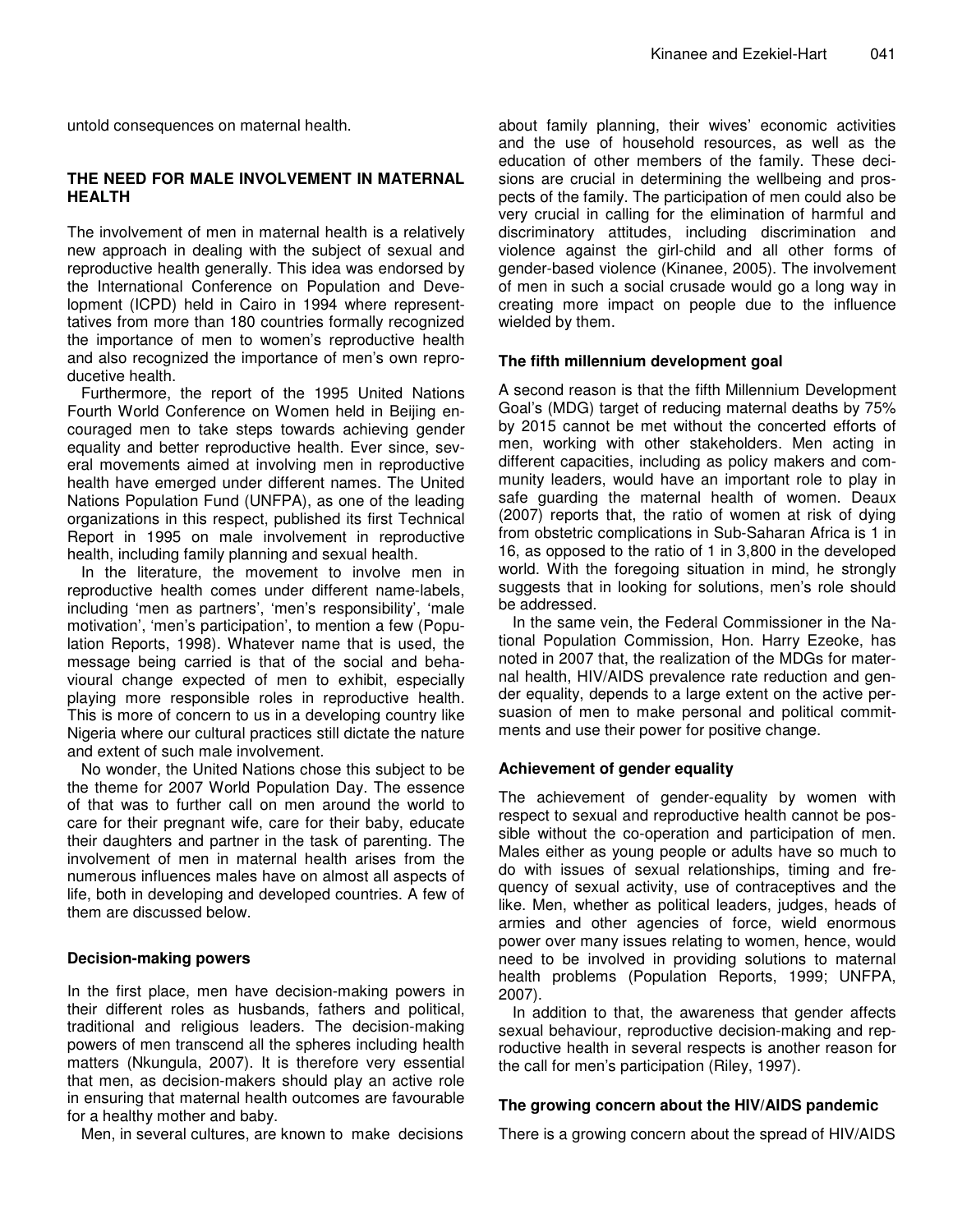untold consequences on maternal health.

## THE NEED FOR MALE INVOLVEMENT IN MATERNAL HEALTH

The involvement of men in maternal health is a relatively new approach in dealing with the subject of sexual and reproductive health generally. This idea was endorsed by the International Conference on Population and Development (ICPD) held in Cairo in 1994 where representatives from more than 180 countries formally recognized the importance of men to women's reproductive health and also recognized the importance of men's own reproductive health.

Furthermore, the report of the 1995 United Nations Fourth World Conference on Women held in Beijing encouraged men to take steps towards achieving gender equality and better reproductive health. Ever since, several movements aimed at involving men in reproductive health have emerged under different names. The United Nations Population Fund (UNFPA), as one of the leading organizations in this respect, published its first Technical Report in 1995 on male involvement in reproductive health, including family planning and sexual health.

In the literature, the movement to involve men in reproductive health comes under different name-labels, including 'men as partners', 'men's responsibility', 'male motivation', 'men's participation', to mention a few (Population Reports, 1998). Whatever name that is used, the message being carried is that of the social and behavioural change expected of men to exhibit, especially playing more responsible roles in reproductive health. This is more of concern to us in a developing country like Nigeria where our cultural practices still dictate the nature and extent of such male involvement.

No wonder, the United Nations chose this subject to be the theme for 2007 World Population Day. The essence of that was to further call on men around the world to care for their pregnant wife, care for their baby, educate their daughters and partner in the task of parenting. The involvement of men in maternal health arises from the numerous influences males have on almost all aspects of life, both in developing and developed countries. A few of them are discussed below.

### Decision-making powers

In the first place, men have decision-making powers in their different roles as husbands, fathers and political, traditional and religious leaders. The decision-making powers of men transcend all the spheres including health matters (Nkungula, 2007). It is therefore very essential that men, as decision-makers should play an active role in ensuring that maternal health outcomes are favourable for a healthy mother and baby.

Men, in several cultures, are known to make decisions about family planning, their wives' economic activities and the use of household resources, as well as the education of other members of the family. These decisions are crucial in determining the wellbeing and prospects of the family. The participation of men could also be very crucial in calling for the elimination of harmful and discriminatory attitudes, including discrimination and violence against the girl-child and all other forms of gender-based violence (Kinanee, 2005). The involvement of men in such a social crusade would go a long way in creating more impact on people due to the influence wielded by them.

### The fifth millennium development goal

A second reason is that the fifth Millennium Development Goal's (MDG) target of reducing maternal deaths by 75% by 2015 cannot be met without the concerted efforts of men, working with other stakeholders. Men acting in different capacities, including as policy makers and community leaders, would have an important role to play in safe guarding the maternal health of women. Deaux (2007) reports that, the ratio of women at risk of dying from obstetric complications in Sub-Saharan Africa is 1 in 16, as opposed to the ratio of 1 in 3,800 in the developed world. With the foregoing situation in mind, he strongly suggests that in looking for solutions, men's role should be addressed.

In the same vein, the Federal Commissioner in the National Population Commission, Hon. Harry Ezeoke, has noted in 2007 that, the realization of the MDGs for maternal health, HIV/AIDS prevalence rate reduction and gender equality, depends to a large extent on the active persuasion of men to make personal and political commitments and use their power for positive change.

### Achievement of gender equality

The achievement of gender-equality by women with respect to sexual and reproductive health cannot be possible without the co-operation and participation of men. Males either as young people or adults have so much to do with issues of sexual relationships, timing and frequency of sexual activity, use of contraceptives and the like. Men, whether as political leaders, judges, heads of armies and other agencies of force, wield enormous power over many issues relating to women, hence, would need to be involved in providing solutions to maternal health problems (Population Reports, 1999; UNFPA, 2007).

In addition to that, the awareness that gender affects sexual behaviour, reproductive decision-making and reproductive health in several respects is another reason for the call for men's participation (Riley, 1997).

### The growing concern about the HIV/AIDS pandemic

There is a growing concern about the spread of HIV/AIDS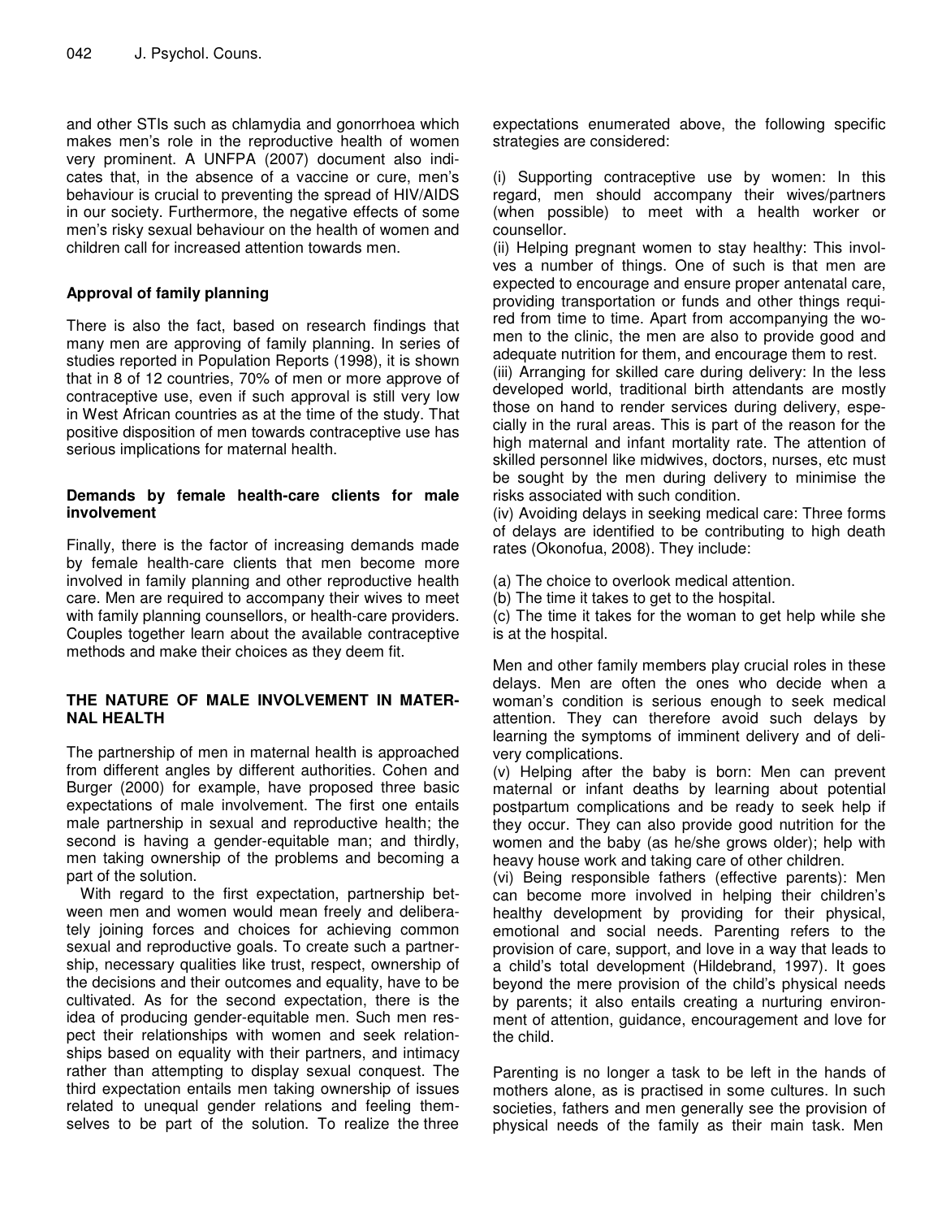and other STIs such as chlamydia and gonorrhoea which makes men's role in the reproductive health of women very prominent. A UNFPA (2007) document also indicates that, in the absence of a vaccine or cure, men's behaviour is crucial to preventing the spread of HIV/AIDS in our society. Furthermore, the negative effects of some men's risky sexual behaviour on the health of women and children call for increased attention towards men.

### Approval of family planning

There is also the fact, based on research findings that many men are approving of family planning. In series of studies reported in Population Reports (1998), it is shown that in 8 of 12 countries, 70% of men or more approve of contraceptive use, even if such approval is still very low in West African countries as at the time of the study. That positive disposition of men towards contraceptive use has serious implications for maternal health.

### Demands by female health-care clients for male involvement

Finally, there is the factor of increasing demands made by female health-care clients that men become more involved in family planning and other reproductive health care. Men are required to accompany their wives to meet with family planning counsellors, or health-care providers. Couples together learn about the available contraceptive methods and make their choices as they deem fit.

## THE NATURE OF MALE INVOLVEMENT IN MATERNAL HEALTH

The partnership of men in maternal health is approached from different angles by different authorities. Cohen and Burger (2000) for example, have proposed three basic expectations of male involvement. The first one entails male partnership in sexual and reproductive health; the second is having a gender-equitable man; and thirdly, men taking ownership of the problems and becoming a part of the solution.

With regard to the first expectation, partnership between men and women would mean freely and deliberately joining forces and choices for achieving common sexual and reproductive goals. To create such a partnership, necessary qualities like trust, respect, ownership of the decisions and their outcomes and equality, have to be cultivated. As for the second expectation, there is the idea of producing gender-equitable men. Such men respect their relationships with women and seek relationships based on equality with their partners, and intimacy rather than attempting to display sexual conquest. The third expectation entails men taking ownership of issues related to unequal gender relations and feeling themselves to be part of the solution. To realize the three expectations enumerated above, the following specific strategies are considered:

(i) Supporting contraceptive use by women: In this regard, men should accompany their wives/partners (when possible) to meet with a health worker or counsellor.
(ii) Helping pregnant women to stay healthy: This involves a number of things. One of such is that men are expected to encourage and ensure proper antenatal care, providing transportation or funds and other things required from time to time. Apart from accompanying the women to the clinic, the men are also to provide good and adequate nutrition for them, and encourage them to rest.
(iii) Arranging for skilled care during delivery: In the less developed world, traditional birth attendants are mostly those on hand to render services during delivery, especially in the rural areas. This is part of the reason for the high maternal and infant mortality rate. The attention of skilled personnel like midwives, doctors, nurses, etc must be sought by the men during delivery to minimise the risks associated with such condition.
(iv) Avoiding delays in seeking medical care: Three forms of delays are identified to be contributing to high death rates (Okonofua, 2008). They include:

(a) The choice to overlook medical attention.
(b) The time it takes to get to the hospital.
(c) The time it takes for the woman to get help while she is at the hospital.

Men and other family members play crucial roles in these delays. Men are often the ones who decide when a woman's condition is serious enough to seek medical attention. They can therefore avoid such delays by learning the symptoms of imminent delivery and of delivery complications.
(v) Helping after the baby is born: Men can prevent maternal or infant deaths by learning about potential postpartum complications and be ready to seek help if they occur. They can also provide good nutrition for the women and the baby (as he/she grows older); help with heavy house work and taking care of other children.
(vi) Being responsible fathers (effective parents): Men can become more involved in helping their children's healthy development by providing for their physical, emotional and social needs. Parenting refers to the provision of care, support, and love in a way that leads to a child's total development (Hildebrand, 1997). It goes beyond the mere provision of the child's physical needs by parents; it also entails creating a nurturing environment of attention, guidance, encouragement and love for the child.

Parenting is no longer a task to be left in the hands of mothers alone, as is practised in some cultures. In such societies, fathers and men generally see the provision of physical needs of the family as their main task. Men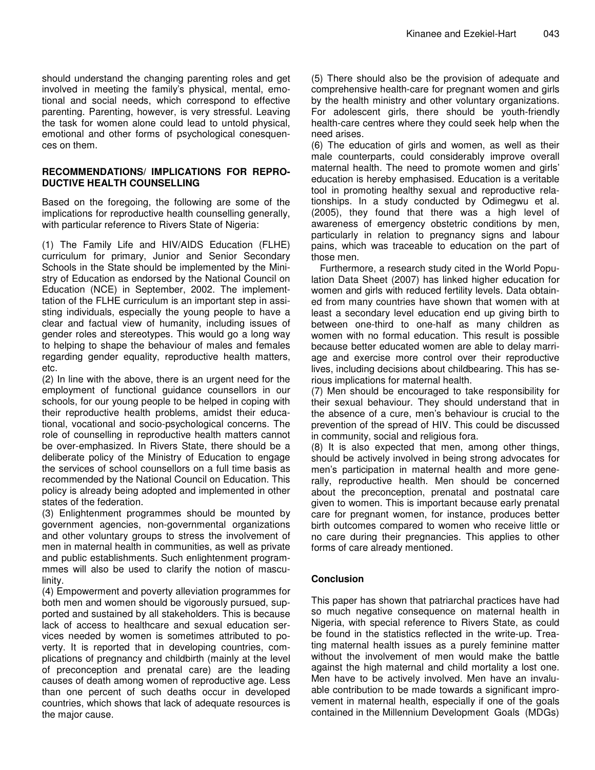should understand the changing parenting roles and get involved in meeting the family's physical, mental, emotional and social needs, which correspond to effective parenting. Parenting, however, is very stressful. Leaving the task for women alone could lead to untold physical, emotional and other forms of psychological conesquences on them.

## RECOMMENDATIONS/ IMPLICATIONS FOR REPRODUCTIVE HEALTH COUNSELLING

Based on the foregoing, the following are some of the implications for reproductive health counselling generally, with particular reference to Rivers State of Nigeria:

(1) The Family Life and HIV/AIDS Education (FLHE) curriculum for primary, Junior and Senior Secondary Schools in the State should be implemented by the Ministry of Education as endorsed by the National Council on Education (NCE) in September, 2002. The implementtation of the FLHE curriculum is an important step in assisting individuals, especially the young people to have a clear and factual view of humanity, including issues of gender roles and stereotypes. This would go a long way to helping to shape the behaviour of males and females regarding gender equality, reproductive health matters, etc.

(2) In line with the above, there is an urgent need for the employment of functional guidance counsellors in our schools, for our young people to be helped in coping with their reproductive health problems, amidst their educational, vocational and socio-psychological concerns. The role of counselling in reproductive health matters cannot be over-emphasized. In Rivers State, there should be a deliberate policy of the Ministry of Education to engage the services of school counsellors on a full time basis as recommended by the National Council on Education. This policy is already being adopted and implemented in other states of the federation.

(3) Enlightenment programmes should be mounted by government agencies, non-governmental organizations and other voluntary groups to stress the involvement of men in maternal health in communities, as well as private and public establishments. Such enlightenment programmmes will also be used to clarify the notion of masculinity.

(4) Empowerment and poverty alleviation programmes for both men and women should be vigorously pursued, supported and sustained by all stakeholders. This is because lack of access to healthcare and sexual education services needed by women is sometimes attributed to poverty. It is reported that in developing countries, complications of pregnancy and childbirth (mainly at the level of preconception and prenatal care) are the leading causes of death among women of reproductive age. Less than one percent of such deaths occur in developed countries, which shows that lack of adequate resources is the major cause.

(5) There should also be the provision of adequate and comprehensive health-care for pregnant women and girls by the health ministry and other voluntary organizations. For adolescent girls, there should be youth-friendly health-care centres where they could seek help when the need arises.

(6) The education of girls and women, as well as their male counterparts, could considerably improve overall maternal health. The need to promote women and girls' education is hereby emphasised. Education is a veritable tool in promoting healthy sexual and reproductive relationships. In a study conducted by Odimegwu et al. (2005), they found that there was a high level of awareness of emergency obstetric conditions by men, particularly in relation to pregnancy signs and labour pains, which was traceable to education on the part of those men.

Furthermore, a research study cited in the World Population Data Sheet (2007) has linked higher education for women and girls with reduced fertility levels. Data obtained from many countries have shown that women with at least a secondary level education end up giving birth to between one-third to one-half as many children as women with no formal education. This result is possible because better educated women are able to delay marriage and exercise more control over their reproductive lives, including decisions about childbearing. This has serious implications for maternal health.

(7) Men should be encouraged to take responsibility for their sexual behaviour. They should understand that in the absence of a cure, men's behaviour is crucial to the prevention of the spread of HIV. This could be discussed in community, social and religious fora.

(8) It is also expected that men, among other things, should be actively involved in being strong advocates for men's participation in maternal health and more generally, reproductive health. Men should be concerned about the preconception, prenatal and postnatal care given to women. This is important because early prenatal care for pregnant women, for instance, produces better birth outcomes compared to women who receive little or no care during their pregnancies. This applies to other forms of care already mentioned.

## Conclusion

This paper has shown that patriarchal practices have had so much negative consequence on maternal health in Nigeria, with special reference to Rivers State, as could be found in the statistics reflected in the write-up. Treating maternal health issues as a purely feminine matter without the involvement of men would make the battle against the high maternal and child mortality a lost one. Men have to be actively involved. Men have an invaluable contribution to be made towards a significant improvement in maternal health, especially if one of the goals contained in the Millennium Development Goals (MDGs)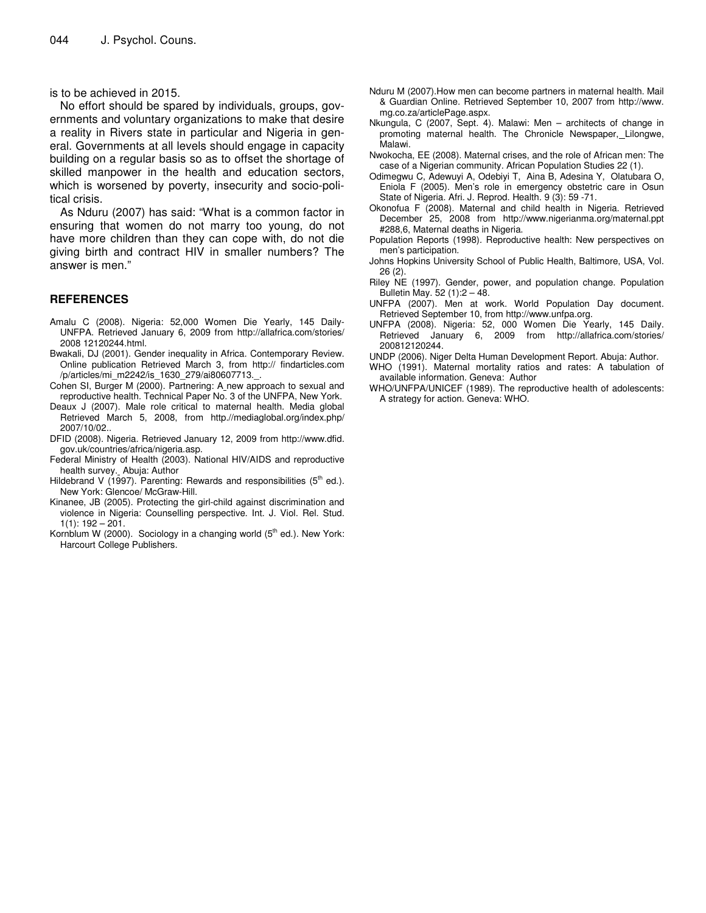is to be achieved in 2015.

No effort should be spared by individuals, groups, governments and voluntary organizations to make that desire a reality in Rivers state in particular and Nigeria in general. Governments at all levels should engage in capacity building on a regular basis so as to offset the shortage of skilled manpower in the health and education sectors, which is worsened by poverty, insecurity and socio-political crisis.

As Nduru (2007) has said: "What is a common factor in ensuring that women do not marry too young, do not have more children than they can cope with, do not die giving birth and contract HIV in smaller numbers? The answer is men."

## REFERENCES

Amalu C (2008). Nigeria: 52,000 Women Die Yearly, 145 Daily- UNFPA. Retrieved January 6, 2009 from http://allafrica.com/stories/2008 12120244.html.

Bwakali, DJ (2001). Gender inequality in Africa. Contemporary Review. Online publication Retrieved March 3, from http:// findarticles.com /p/articles/mi_m2242/is_1630_279/ai80607713._.

Cohen SI, Burger M (2000). Partnering: A new approach to sexual and reproductive health. Technical Paper No. 3 of the UNFPA, New York.

Deaux J (2007). Male role critical to maternal health. Media global Retrieved March 5, 2008, from http.//mediaglobal.org/index.php/2007/10/02..

DFID (2008). Nigeria. Retrieved January 12, 2009 from http://www.dfid.gov.uk/countries/africa/nigeria.asp.

Federal Ministry of Health (2003). National HIV/AIDS and reproductive health survey. Abuja: Author

Hildebrand V (1997). Parenting: Rewards and responsibilities (5th ed.). New York: Glencoe/ McGraw-Hill.

Kinanee, JB (2005). Protecting the girl-child against discrimination and violence in Nigeria: Counselling perspective. Int. J. Viol. Rel. Stud. 1(1): 192 – 201.

Kornblum W (2000). Sociology in a changing world (5th ed.). New York: Harcourt College Publishers.

Nduru M (2007).How men can become partners in maternal health. Mail & Guardian Online. Retrieved September 10, 2007 from http://www.mg.co.za/articlePage.aspx.

Nkungula, C (2007, Sept. 4). Malawi: Men – architects of change in promoting maternal health. The Chronicle Newspaper, Lilongwe, Malawi.

Nwokocha, EE (2008). Maternal crises, and the role of African men: The case of a Nigerian community. African Population Studies 22 (1).

Odimegwu C, Adewuyi A, Odebiyi T, Aina B, Adesina Y, Olatubara O, Eniola F (2005). Men's role in emergency obstetric care in Osun State of Nigeria. Afri. J. Reprod. Health. 9 (3): 59 -71.

Okonofua F (2008). Maternal and child health in Nigeria. Retrieved December 25, 2008 from http://www.nigerianma.org/maternal.ppt #288,6, Maternal deaths in Nigeria.

Population Reports (1998). Reproductive health: New perspectives on men's participation.

Johns Hopkins University School of Public Health, Baltimore, USA, Vol. 26 (2).

Riley NE (1997). Gender, power, and population change. Population Bulletin May. 52 (1):2 – 48.

UNFPA (2007). Men at work. World Population Day document. Retrieved September 10, from http://www.unfpa.org.

UNFPA (2008). Nigeria: 52, 000 Women Die Yearly, 145 Daily. Retrieved January 6, 2009 from http://allafrica.com/stories/200812120244.

UNDP (2006). Niger Delta Human Development Report. Abuja: Author.

WHO (1991). Maternal mortality ratios and rates: A tabulation of available information. Geneva: Author

WHO/UNFPA/UNICEF (1989). The reproductive health of adolescents: A strategy for action. Geneva: WHO.